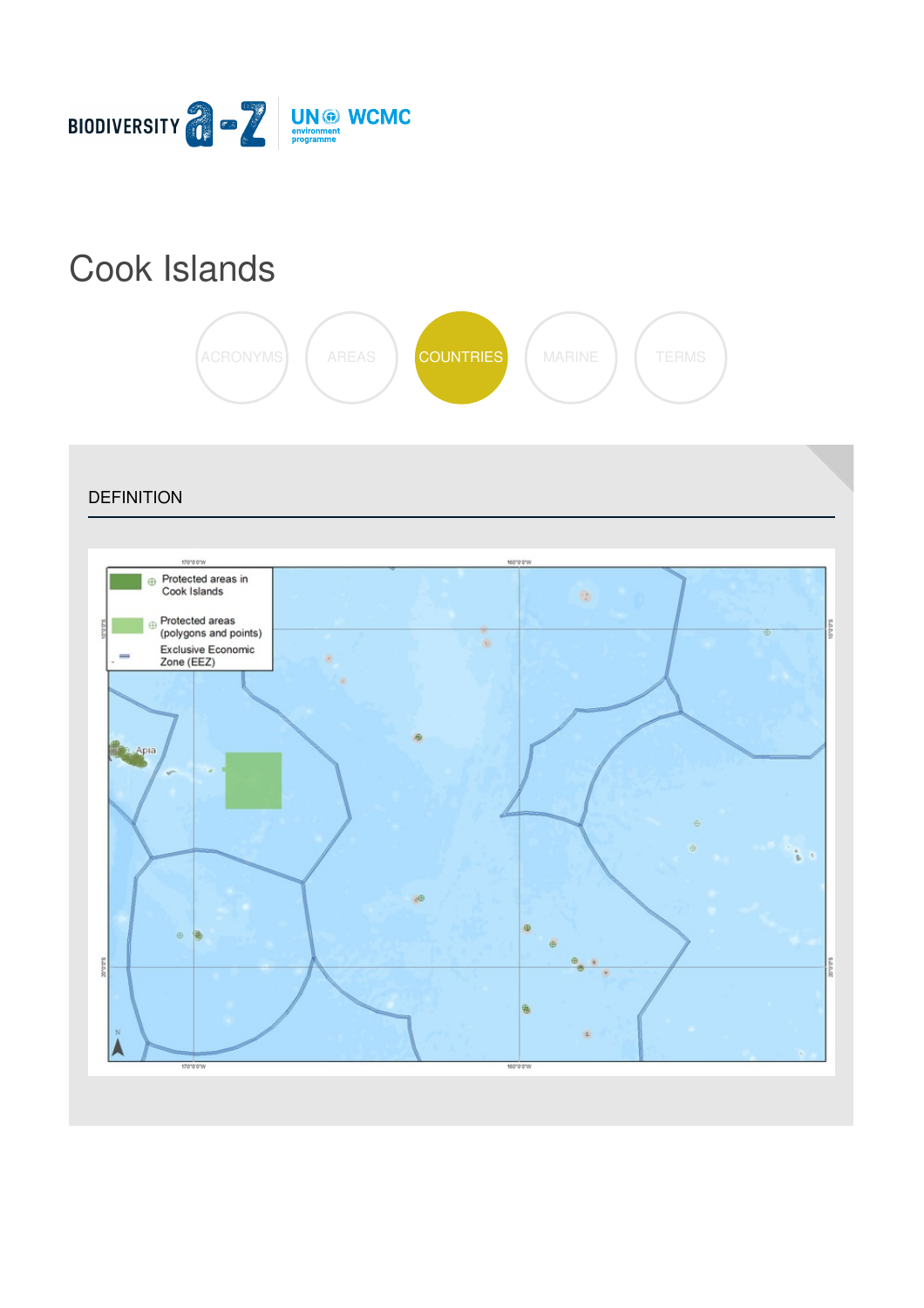# Cook Islands

ACRONYMS AREAS COUNTRIES MARINE TERMS

## DEFINITION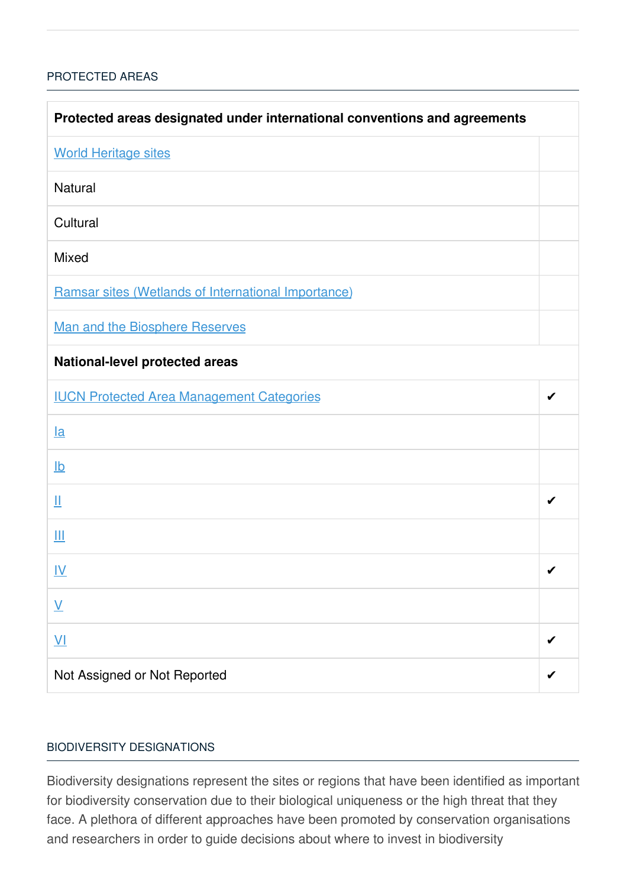## PROTECTED AREAS

| Protected areas designated under international conventions and agreements | |
|---|---|
| World Heritage sites | |
| Natural | |
| Cultural | |
| Mixed | |
| Ramsar sites (Wetlands of International Importance) | |
| Man and the Biosphere Reserves | |
| **National-level protected areas** | |
| IUCN Protected Area Management Categories | ✔ |
| Ia | |
| Ib | |
| II | ✔ |
| III | |
| IV | ✔ |
| V | |
| VI | ✔ |
| Not Assigned or Not Reported | ✔ |

## BIODIVERSITY DESIGNATIONS

Biodiversity designations represent the sites or regions that have been identified as important for biodiversity conservation due to their biological uniqueness or the high threat that they face. A plethora of different approaches have been promoted by conservation organisations and researchers in order to guide decisions about where to invest in biodiversity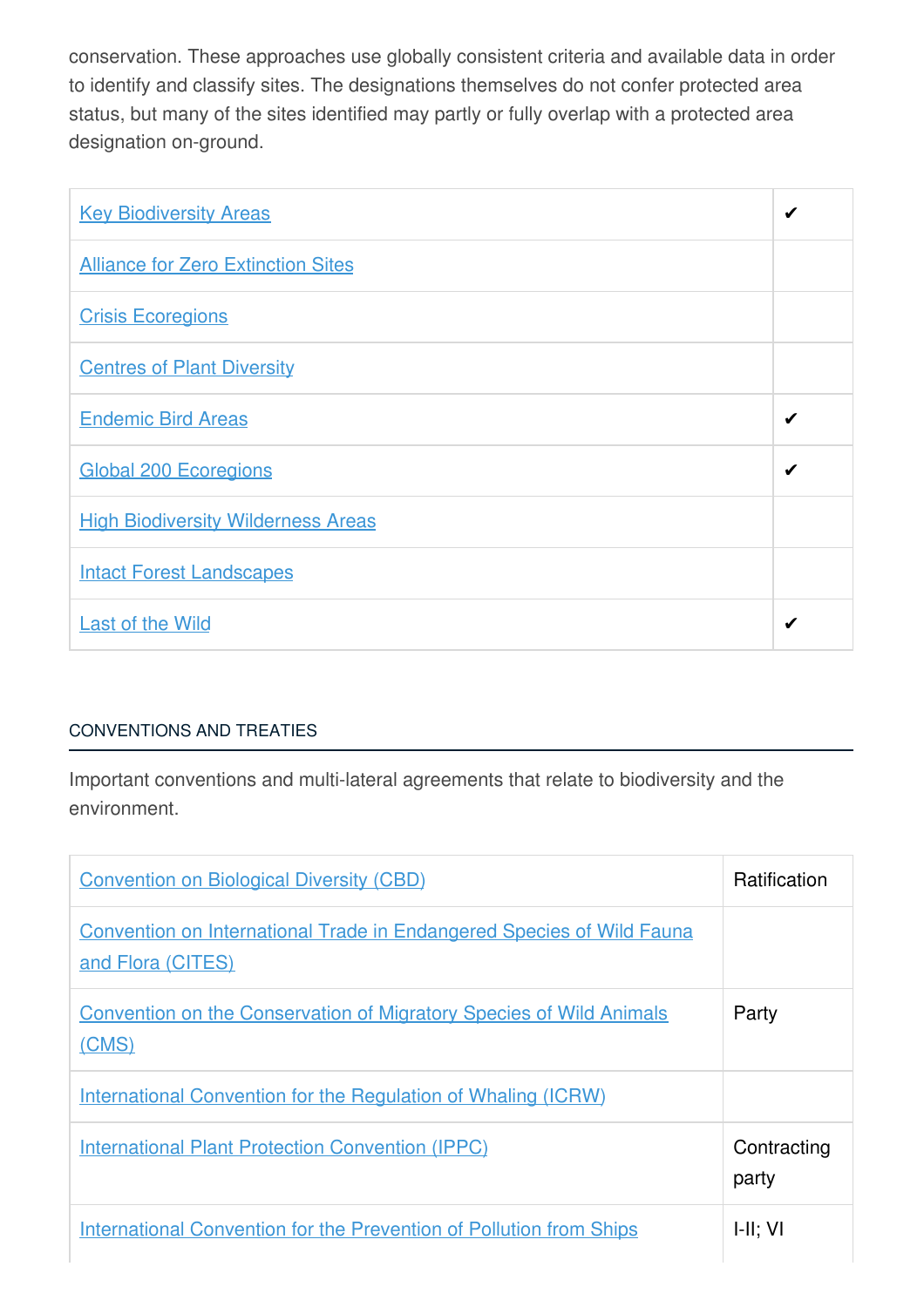conservation. These approaches use globally consistent criteria and available data in order to identify and classify sites. The designations themselves do not confer protected area status, but many of the sites identified may partly or fully overlap with a protected area designation on-ground.

| | |
|---|---|
| Key Biodiversity Areas | ✔ |
| Alliance for Zero Extinction Sites | |
| Crisis Ecoregions | |
| Centres of Plant Diversity | |
| Endemic Bird Areas | ✔ |
| Global 200 Ecoregions | ✔ |
| High Biodiversity Wilderness Areas | |
| Intact Forest Landscapes | |
| Last of the Wild | ✔ |

## CONVENTIONS AND TREATIES

Important conventions and multi-lateral agreements that relate to biodiversity and the environment.

| | |
|---|---|
| Convention on Biological Diversity (CBD) | Ratification |
| Convention on International Trade in Endangered Species of Wild Fauna and Flora (CITES) | |
| Convention on the Conservation of Migratory Species of Wild Animals (CMS) | Party |
| International Convention for the Regulation of Whaling (ICRW) | |
| International Plant Protection Convention (IPPC) | Contracting party |
| International Convention for the Prevention of Pollution from Ships | I-II; VI |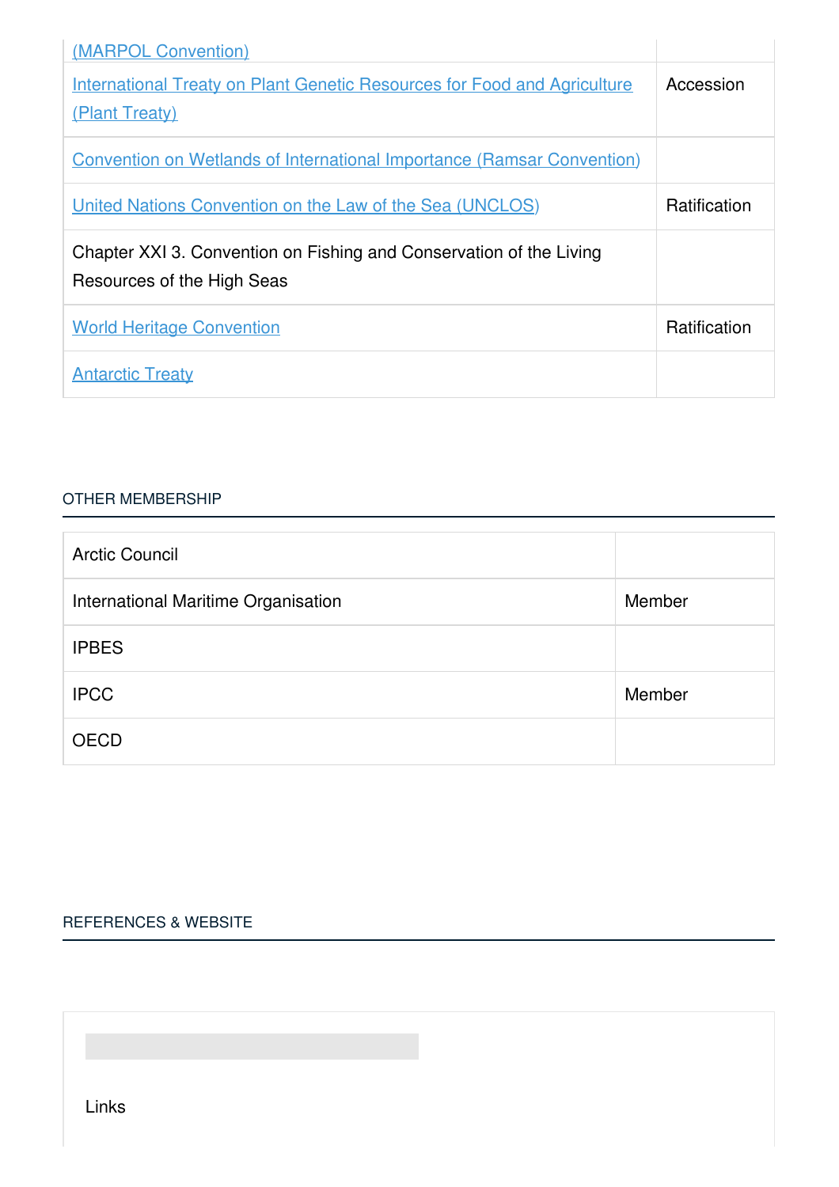| | |
|---|---|
| (MARPOL Convention) | |
| International Treaty on Plant Genetic Resources for Food and Agriculture (Plant Treaty) | Accession |
| Convention on Wetlands of International Importance (Ramsar Convention) | |
| United Nations Convention on the Law of the Sea (UNCLOS) | Ratification |
| Chapter XXI 3. Convention on Fishing and Conservation of the Living Resources of the High Seas | |
| World Heritage Convention | Ratification |
| Antarctic Treaty | |

## OTHER MEMBERSHIP

| | |
|---|---|
| Arctic Council | |
| International Maritime Organisation | Member |
| IPBES | |
| IPCC | Member |
| OECD | |

## REFERENCES & WEBSITE

Links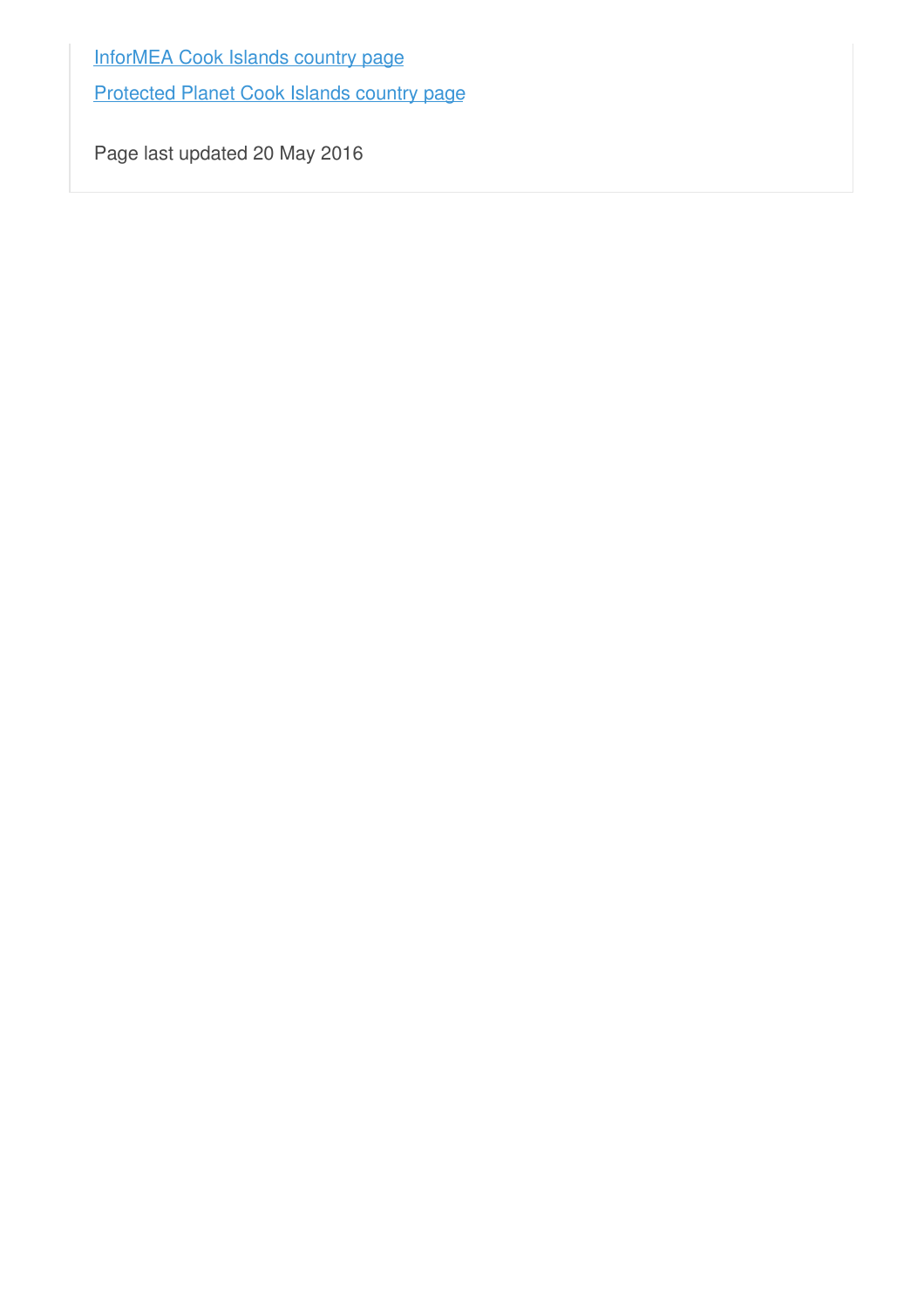[InforMEA Cook Islands country page]

[Protected Planet Cook Islands country page]

Page last updated 20 May 2016